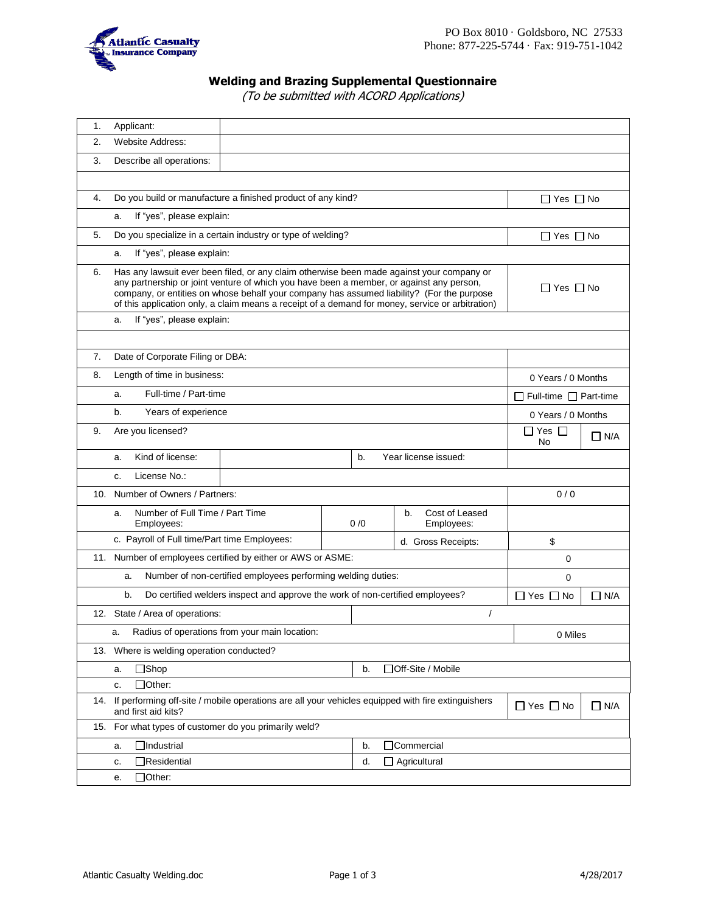Atlantic Casualty Insurance Company

PO Box 8010 · Goldsboro, NC 27533
Phone: 877-225-5744 · Fax: 919-751-1042

# Welding and Brazing Supplemental Questionnaire

*(To be submitted with ACORD Applications)*

| | | |
|---|---|---|
| 1. | Applicant: | |
| 2. | Website Address: | |
| 3. | Describe all operations: | |
| | | |
| 4. | Do you build or manufacture a finished product of any kind? | ☐ Yes ☐ No |
| | a. If "yes", please explain: | |
| 5. | Do you specialize in a certain industry or type of welding? | ☐ Yes ☐ No |
| | a. If "yes", please explain: | |
| 6. | Has any lawsuit ever been filed, or any claim otherwise been made against your company or any partnership or joint venture of which you have been a member, or against any person, company, or entities on whose behalf your company has assumed liability? (For the purpose of this application only, a claim means a receipt of a demand for money, service or arbitration) | ☐ Yes ☐ No |
| | a. If "yes", please explain: | |
| | | |
| 7. | Date of Corporate Filing or DBA: | |
| 8. | Length of time in business: | 0 Years / 0 Months |
| | a. Full-time / Part-time | ☐ Full-time ☐ Part-time |
| | b. Years of experience | 0 Years / 0 Months |
| 9. | Are you licensed? | ☐ Yes ☐ No ☐ N/A |
| | a. Kind of license: | b. Year license issued: |
| | c. License No.: | |
| 10. | Number of Owners / Partners: | 0 / 0 |
| | a. Number of Full Time / Part Time Employees: 0 /0 | b. Cost of Leased Employees: |
| | c. Payroll of Full time/Part time Employees: | d. Gross Receipts: $ |
| 11. | Number of employees certified by either or AWS or ASME: | 0 |
| | a. Number of non-certified employees performing welding duties: | 0 |
| | b. Do certified welders inspect and approve the work of non-certified employees? | ☐ Yes ☐ No ☐ N/A |
| 12. | State / Area of operations: | / |
| | a. Radius of operations from your main location: | 0 Miles |
| 13. | Where is welding operation conducted? | |
| | a. ☐Shop | b. ☐Off-Site / Mobile |
| | c. ☐Other: | |
| 14. | If performing off-site / mobile operations are all your vehicles equipped with fire extinguishers and first aid kits? | ☐ Yes ☐ No ☐ N/A |
| 15. | For what types of customer do you primarily weld? | |
| | a. ☐Industrial | b. ☐Commercial |
| | c. ☐Residential | d. ☐ Agricultural |
| | e. ☐Other: | |

Atlantic Casualty Welding.doc 4/28/2017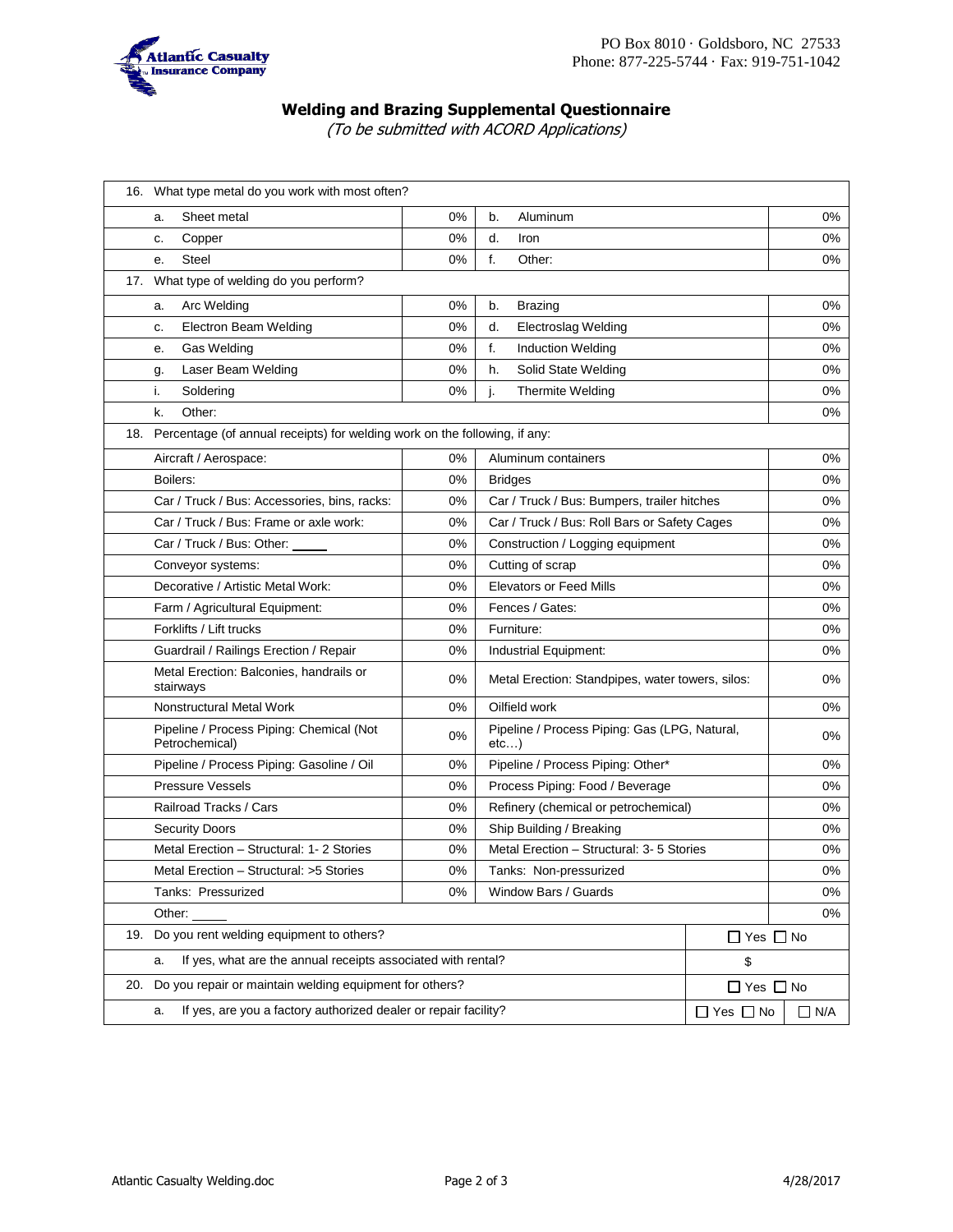PO Box 8010 · Goldsboro, NC 27533
Phone: 877-225-5744 · Fax: 919-751-1042

## Welding and Brazing Supplemental Questionnaire

*(To be submitted with ACORD Applications)*

| | | | |
|---|---|---|---|
| **16. What type metal do you work with most often?** | | | |
| a. Sheet metal | 0% | b. Aluminum | 0% |
| c. Copper | 0% | d. Iron | 0% |
| e. Steel | 0% | f. Other: | 0% |
| **17. What type of welding do you perform?** | | | |
| a. Arc Welding | 0% | b. Brazing | 0% |
| c. Electron Beam Welding | 0% | d. Electroslag Welding | 0% |
| e. Gas Welding | 0% | f. Induction Welding | 0% |
| g. Laser Beam Welding | 0% | h. Solid State Welding | 0% |
| i. Soldering | 0% | j. Thermite Welding | 0% |
| k. Other: | | | 0% |
| **18. Percentage (of annual receipts) for welding work on the following, if any:** | | | |
| Aircraft / Aerospace: | 0% | Aluminum containers | 0% |
| Boilers: | 0% | Bridges | 0% |
| Car / Truck / Bus: Accessories, bins, racks: | 0% | Car / Truck / Bus: Bumpers, trailer hitches | 0% |
| Car / Truck / Bus: Frame or axle work: | 0% | Car / Truck / Bus: Roll Bars or Safety Cages | 0% |
| Car / Truck / Bus: Other: _____ | 0% | Construction / Logging equipment | 0% |
| Conveyor systems: | 0% | Cutting of scrap | 0% |
| Decorative / Artistic Metal Work: | 0% | Elevators or Feed Mills | 0% |
| Farm / Agricultural Equipment: | 0% | Fences / Gates: | 0% |
| Forklifts / Lift trucks | 0% | Furniture: | 0% |
| Guardrail / Railings Erection / Repair | 0% | Industrial Equipment: | 0% |
| Metal Erection: Balconies, handrails or stairways | 0% | Metal Erection: Standpipes, water towers, silos: | 0% |
| Nonstructural Metal Work | 0% | Oilfield work | 0% |
| Pipeline / Process Piping: Chemical (Not Petrochemical) | 0% | Pipeline / Process Piping: Gas (LPG, Natural, etc…) | 0% |
| Pipeline / Process Piping: Gasoline / Oil | 0% | Pipeline / Process Piping: Other* | 0% |
| Pressure Vessels | 0% | Process Piping: Food / Beverage | 0% |
| Railroad Tracks / Cars | 0% | Refinery (chemical or petrochemical) | 0% |
| Security Doors | 0% | Ship Building / Breaking | 0% |
| Metal Erection – Structural: 1- 2 Stories | 0% | Metal Erection – Structural: 3- 5 Stories | 0% |
| Metal Erection – Structural: >5 Stories | 0% | Tanks: Non-pressurized | 0% |
| Tanks: Pressurized | 0% | Window Bars / Guards | 0% |
| Other: _____ | | | 0% |
| **19. Do you rent welding equipment to others?** | | | ☐ Yes ☐ No |
| a. If yes, what are the annual receipts associated with rental? | | | $ |
| **20. Do you repair or maintain welding equipment for others?** | | | ☐ Yes ☐ No |
| a. If yes, are you a factory authorized dealer or repair facility? | | | ☐ Yes ☐ No ☐ N/A |

Atlantic Casualty Welding.doc 4/28/2017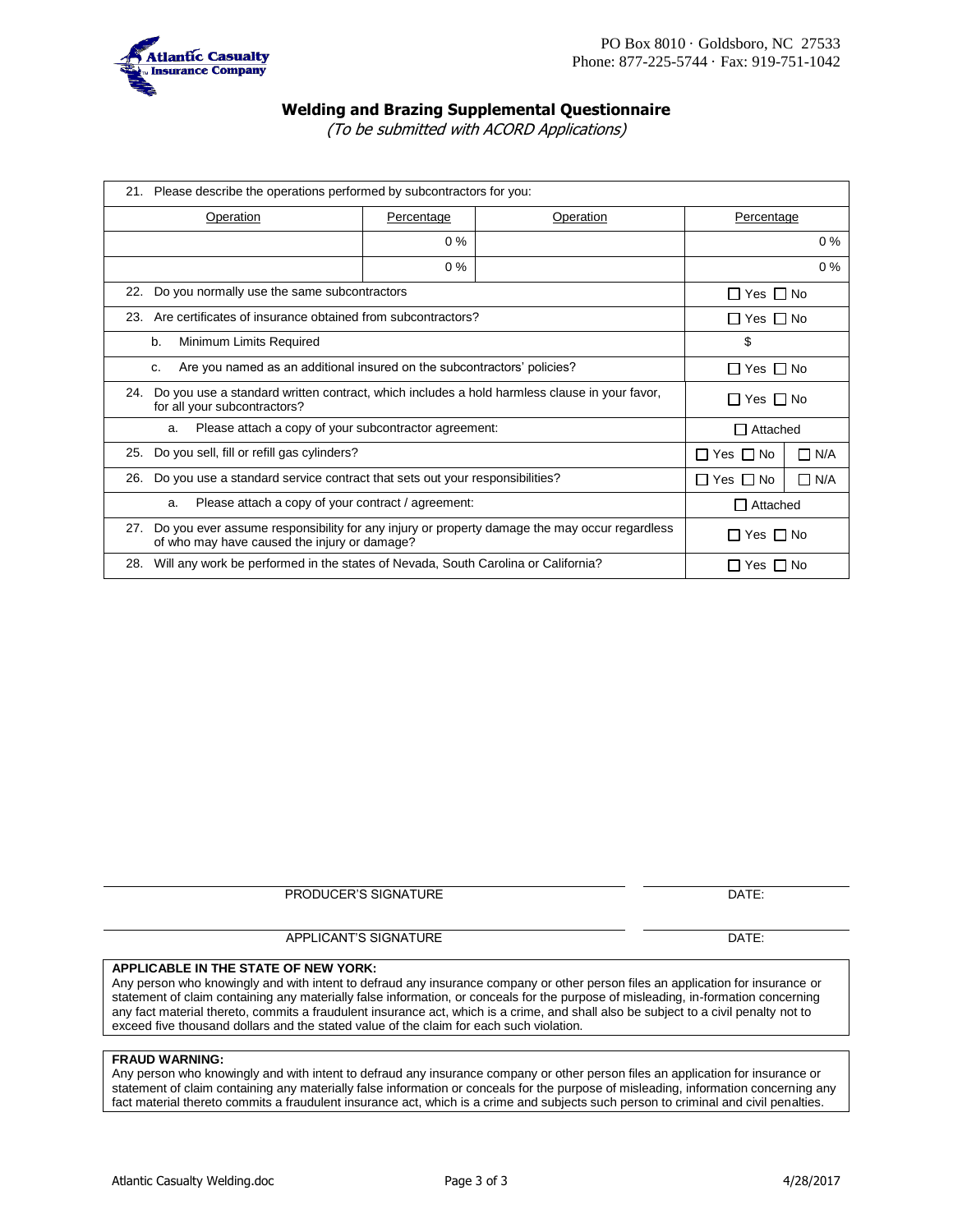Atlantic Casualty Insurance Company

PO Box 8010 · Goldsboro, NC 27533
Phone: 877-225-5744 · Fax: 919-751-1042

## Welding and Brazing Supplemental Questionnaire

*(To be submitted with ACORD Applications)*

| 21. Please describe the operations performed by subcontractors for you: | | | |
|---|---|---|---|
| Operation | Percentage | Operation | Percentage |
| | 0 % | | 0 % |
| | 0 % | | 0 % |

| | | |
|---|---|---|
| 22. Do you normally use the same subcontractors | ☐ Yes ☐ No | |
| 23. Are certificates of insurance obtained from subcontractors? | ☐ Yes ☐ No | |
| b. Minimum Limits Required | $ | |
| c. Are you named as an additional insured on the subcontractors' policies? | ☐ Yes ☐ No | |
| 24. Do you use a standard written contract, which includes a hold harmless clause in your favor, for all your subcontractors? | ☐ Yes ☐ No | |
| a. Please attach a copy of your subcontractor agreement: | ☐ Attached | |
| 25. Do you sell, fill or refill gas cylinders? | ☐ Yes ☐ No | ☐ N/A |
| 26. Do you use a standard service contract that sets out your responsibilities? | ☐ Yes ☐ No | ☐ N/A |
| a. Please attach a copy of your contract / agreement: | ☐ Attached | |
| 27. Do you ever assume responsibility for any injury or property damage the may occur regardless of who may have caused the injury or damage? | ☐ Yes ☐ No | |
| 28. Will any work be performed in the states of Nevada, South Carolina or California? | ☐ Yes ☐ No | |

PRODUCER'S SIGNATURE &nbsp;&nbsp;&nbsp;&nbsp; DATE:

APPLICANT'S SIGNATURE &nbsp;&nbsp;&nbsp;&nbsp; DATE:

**APPLICABLE IN THE STATE OF NEW YORK:**
Any person who knowingly and with intent to defraud any insurance company or other person files an application for insurance or statement of claim containing any materially false information, or conceals for the purpose of misleading, in-formation concerning any fact material thereto, commits a fraudulent insurance act, which is a crime, and shall also be subject to a civil penalty not to exceed five thousand dollars and the stated value of the claim for each such violation.

**FRAUD WARNING:**
Any person who knowingly and with intent to defraud any insurance company or other person files an application for insurance or statement of claim containing any materially false information or conceals for the purpose of misleading, information concerning any fact material thereto commits a fraudulent insurance act, which is a crime and subjects such person to criminal and civil penalties.